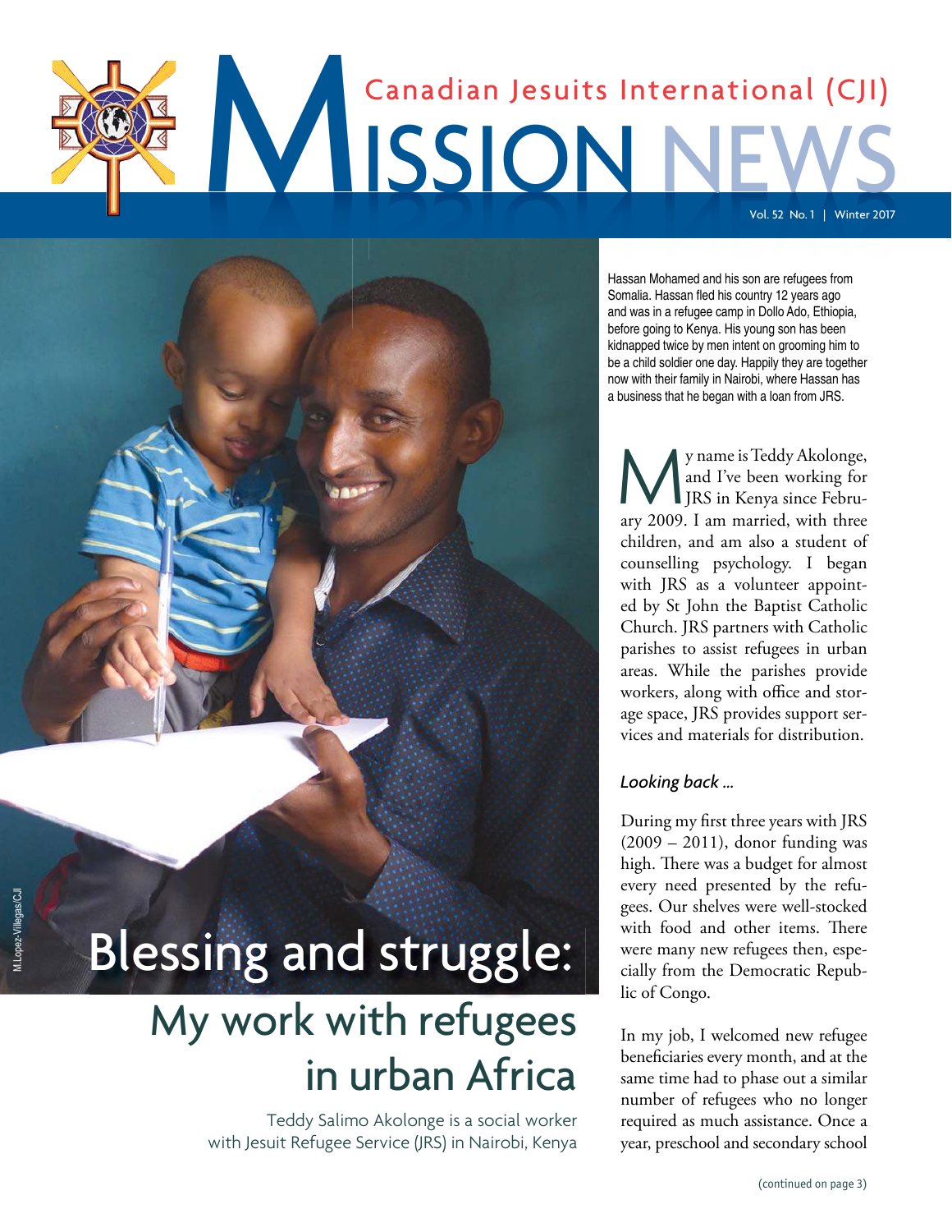# Canadian Jesuits International (CJI) MISSION NEWS

Vol. 52 No. 1 | Winter 2017

# Blessing and struggle: My work with refugees in urban Africa

Teddy Salimo Akolonge is a social worker with Jesuit Refugee Service (JRS) in Nairobi, Kenya

M.Lopez-Villegas/CJI

Hassan Mohamed and his son are refugees from Somalia. Hassan fled his country 12 years ago and was in a refugee camp in Dollo Ado, Ethiopia, before going to Kenya. His young son has been kidnapped twice by men intent on grooming him to be a child soldier one day. Happily they are together now with their family in Nairobi, where Hassan has a business that he began with a loan from JRS.

My name is Teddy Akolonge, and I've been working for JRS in Kenya since February 2009. I am married, with three children, and am also a student of counselling psychology. I began with JRS as a volunteer appointed by St John the Baptist Catholic Church. JRS partners with Catholic parishes to assist refugees in urban areas. While the parishes provide workers, along with office and storage space, JRS provides support services and materials for distribution.

### *Looking back ...*

During my first three years with JRS (2009 – 2011), donor funding was high. There was a budget for almost every need presented by the refugees. Our shelves were well-stocked with food and other items. There were many new refugees then, especially from the Democratic Republic of Congo.

In my job, I welcomed new refugee beneficiaries every month, and at the same time had to phase out a similar number of refugees who no longer required as much assistance. Once a year, preschool and secondary school

(continued on page 3)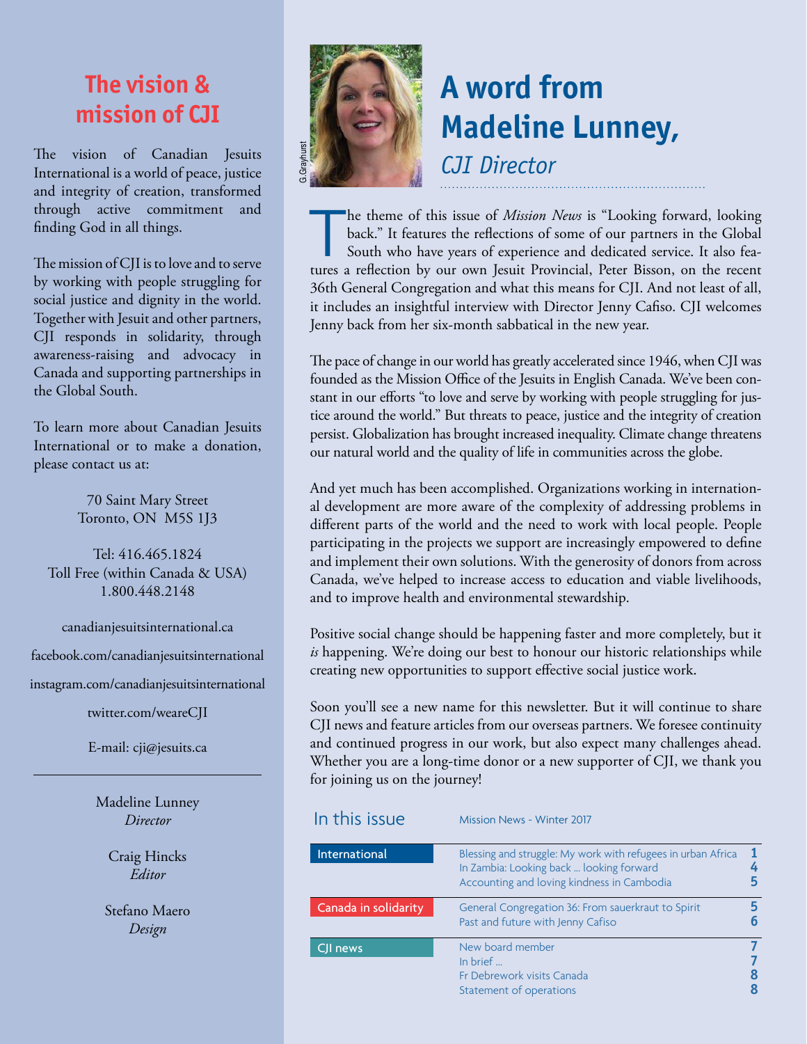## The vision & mission of CJI

The vision of Canadian Jesuits International is a world of peace, justice and integrity of creation, transformed through active commitment and finding God in all things.

The mission of CJI is to love and to serve by working with people struggling for social justice and dignity in the world. Together with Jesuit and other partners, CJI responds in solidarity, through awareness-raising and advocacy in Canada and supporting partnerships in the Global South.

To learn more about Canadian Jesuits International or to make a donation, please contact us at:

70 Saint Mary Street
Toronto, ON M5S 1J3

Tel: 416.465.1824
Toll Free (within Canada & USA)
1.800.448.2148

canadianjesuitsinternational.ca

facebook.com/canadianjesuitsinternational

instagram.com/canadianjesuitsinternational

twitter.com/weareCJI

E-mail: cji@jesuits.ca

---

Madeline Lunney
*Director*

Craig Hincks
*Editor*

Stefano Maero
*Design*

G.Grayhurst

# A word from Madeline Lunney,

*CJI Director*

The theme of this issue of *Mission News* is "Looking forward, looking back." It features the reflections of some of our partners in the Global South who have years of experience and dedicated service. It also features a reflection by our own Jesuit Provincial, Peter Bisson, on the recent 36th General Congregation and what this means for CJI. And not least of all, it includes an insightful interview with Director Jenny Cafiso. CJI welcomes Jenny back from her six-month sabbatical in the new year.

The pace of change in our world has greatly accelerated since 1946, when CJI was founded as the Mission Office of the Jesuits in English Canada. We've been constant in our efforts "to love and serve by working with people struggling for justice around the world." But threats to peace, justice and the integrity of creation persist. Globalization has brought increased inequality. Climate change threatens our natural world and the quality of life in communities across the globe.

And yet much has been accomplished. Organizations working in international development are more aware of the complexity of addressing problems in different parts of the world and the need to work with local people. People participating in the projects we support are increasingly empowered to define and implement their own solutions. With the generosity of donors from across Canada, we've helped to increase access to education and viable livelihoods, and to improve health and environmental stewardship.

Positive social change should be happening faster and more completely, but it *is* happening. We're doing our best to honour our historic relationships while creating new opportunities to support effective social justice work.

Soon you'll see a new name for this newsletter. But it will continue to share CJI news and feature articles from our overseas partners. We foresee continuity and continued progress in our work, but also expect many challenges ahead. Whether you are a long-time donor or a new supporter of CJI, we thank you for joining us on the journey!

## In this issue

Mission News - Winter 2017

| Section | Article | Page |
|---|---|---|
| International | Blessing and struggle: My work with refugees in urban Africa | 1 |
| | In Zambia: Looking back ... looking forward | 4 |
| | Accounting and loving kindness in Cambodia | 5 |
| Canada in solidarity | General Congregation 36: From sauerkraut to Spirit | 5 |
| | Past and future with Jenny Cafiso | 6 |
| CJI news | New board member | 7 |
| | In brief ... | 7 |
| | Fr Debrework visits Canada | 8 |
| | Statement of operations | 8 |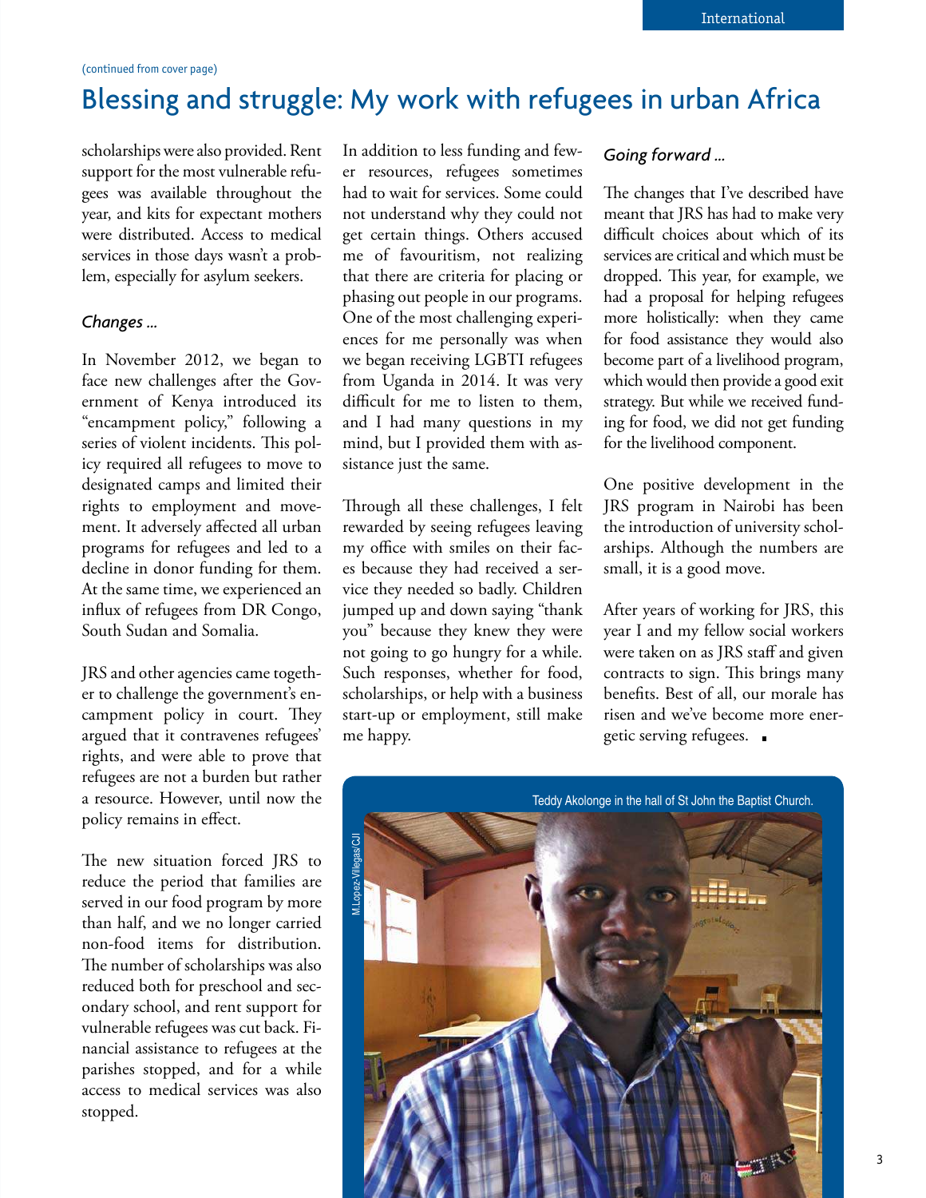(continued from cover page)

# Blessing and struggle: My work with refugees in urban Africa

scholarships were also provided. Rent support for the most vulnerable refugees was available throughout the year, and kits for expectant mothers were distributed. Access to medical services in those days wasn't a problem, especially for asylum seekers.

### *Changes ...*

In November 2012, we began to face new challenges after the Government of Kenya introduced its "encampment policy," following a series of violent incidents. This policy required all refugees to move to designated camps and limited their rights to employment and movement. It adversely affected all urban programs for refugees and led to a decline in donor funding for them. At the same time, we experienced an influx of refugees from DR Congo, South Sudan and Somalia.

JRS and other agencies came together to challenge the government's encampment policy in court. They argued that it contravenes refugees' rights, and were able to prove that refugees are not a burden but rather a resource. However, until now the policy remains in effect.

The new situation forced JRS to reduce the period that families are served in our food program by more than half, and we no longer carried non-food items for distribution. The number of scholarships was also reduced both for preschool and secondary school, and rent support for vulnerable refugees was cut back. Financial assistance to refugees at the parishes stopped, and for a while access to medical services was also stopped.

In addition to less funding and fewer resources, refugees sometimes had to wait for services. Some could not understand why they could not get certain things. Others accused me of favouritism, not realizing that there are criteria for placing or phasing out people in our programs. One of the most challenging experiences for me personally was when we began receiving LGBTI refugees from Uganda in 2014. It was very difficult for me to listen to them, and I had many questions in my mind, but I provided them with assistance just the same.

Through all these challenges, I felt rewarded by seeing refugees leaving my office with smiles on their faces because they had received a service they needed so badly. Children jumped up and down saying "thank you" because they knew they were not going to go hungry for a while. Such responses, whether for food, scholarships, or help with a business start-up or employment, still make me happy.

### *Going forward ...*

The changes that I've described have meant that JRS has had to make very difficult choices about which of its services are critical and which must be dropped. This year, for example, we had a proposal for helping refugees more holistically: when they came for food assistance they would also become part of a livelihood program, which would then provide a good exit strategy. But while we received funding for food, we did not get funding for the livelihood component.

One positive development in the JRS program in Nairobi has been the introduction of university scholarships. Although the numbers are small, it is a good move.

After years of working for JRS, this year I and my fellow social workers were taken on as JRS staff and given contracts to sign. This brings many benefits. Best of all, our morale has risen and we've become more energetic serving refugees.

Teddy Akolonge in the hall of St John the Baptist Church.

M.Lopez-Villegas/CJI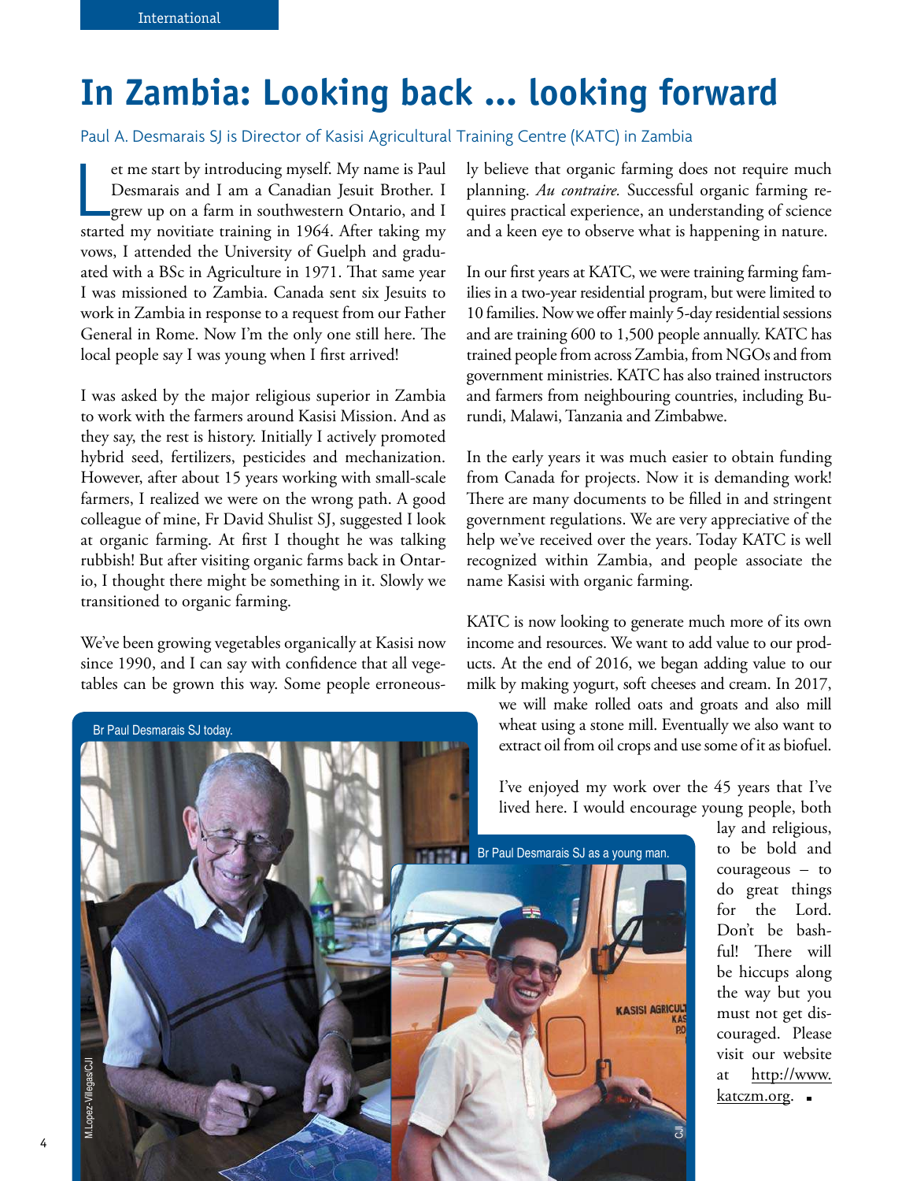# In Zambia: Looking back ... looking forward

Paul A. Desmarais SJ is Director of Kasisi Agricultural Training Centre (KATC) in Zambia

Let me start by introducing myself. My name is Paul Desmarais and I am a Canadian Jesuit Brother. I grew up on a farm in southwestern Ontario, and I started my novitiate training in 1964. After taking my vows, I attended the University of Guelph and graduated with a BSc in Agriculture in 1971. That same year I was missioned to Zambia. Canada sent six Jesuits to work in Zambia in response to a request from our Father General in Rome. Now I'm the only one still here. The local people say I was young when I first arrived!

I was asked by the major religious superior in Zambia to work with the farmers around Kasisi Mission. And as they say, the rest is history. Initially I actively promoted hybrid seed, fertilizers, pesticides and mechanization. However, after about 15 years working with small-scale farmers, I realized we were on the wrong path. A good colleague of mine, Fr David Shulist SJ, suggested I look at organic farming. At first I thought he was talking rubbish! But after visiting organic farms back in Ontario, I thought there might be something in it. Slowly we transitioned to organic farming.

We've been growing vegetables organically at Kasisi now since 1990, and I can say with confidence that all vegetables can be grown this way. Some people erroneously believe that organic farming does not require much planning. *Au contraire.* Successful organic farming requires practical experience, an understanding of science and a keen eye to observe what is happening in nature.

In our first years at KATC, we were training farming families in a two-year residential program, but were limited to 10 families. Now we offer mainly 5-day residential sessions and are training 600 to 1,500 people annually. KATC has trained people from across Zambia, from NGOs and from government ministries. KATC has also trained instructors and farmers from neighbouring countries, including Burundi, Malawi, Tanzania and Zimbabwe.

In the early years it was much easier to obtain funding from Canada for projects. Now it is demanding work! There are many documents to be filled in and stringent government regulations. We are very appreciative of the help we've received over the years. Today KATC is well recognized within Zambia, and people associate the name Kasisi with organic farming.

KATC is now looking to generate much more of its own income and resources. We want to add value to our products. At the end of 2016, we began adding value to our milk by making yogurt, soft cheeses and cream. In 2017, we will make rolled oats and groats and also mill wheat using a stone mill. Eventually we also want to extract oil from oil crops and use some of it as biofuel.

I've enjoyed my work over the 45 years that I've lived here. I would encourage young people, both lay and religious, to be bold and courageous – to do great things for the Lord. Don't be bashful! There will be hiccups along the way but you must not get discouraged. Please visit our website at http://www.katczm.org.

Br Paul Desmarais SJ today.

M.Lopez-Villegas/CJI

Br Paul Desmarais SJ as a young man.

CJI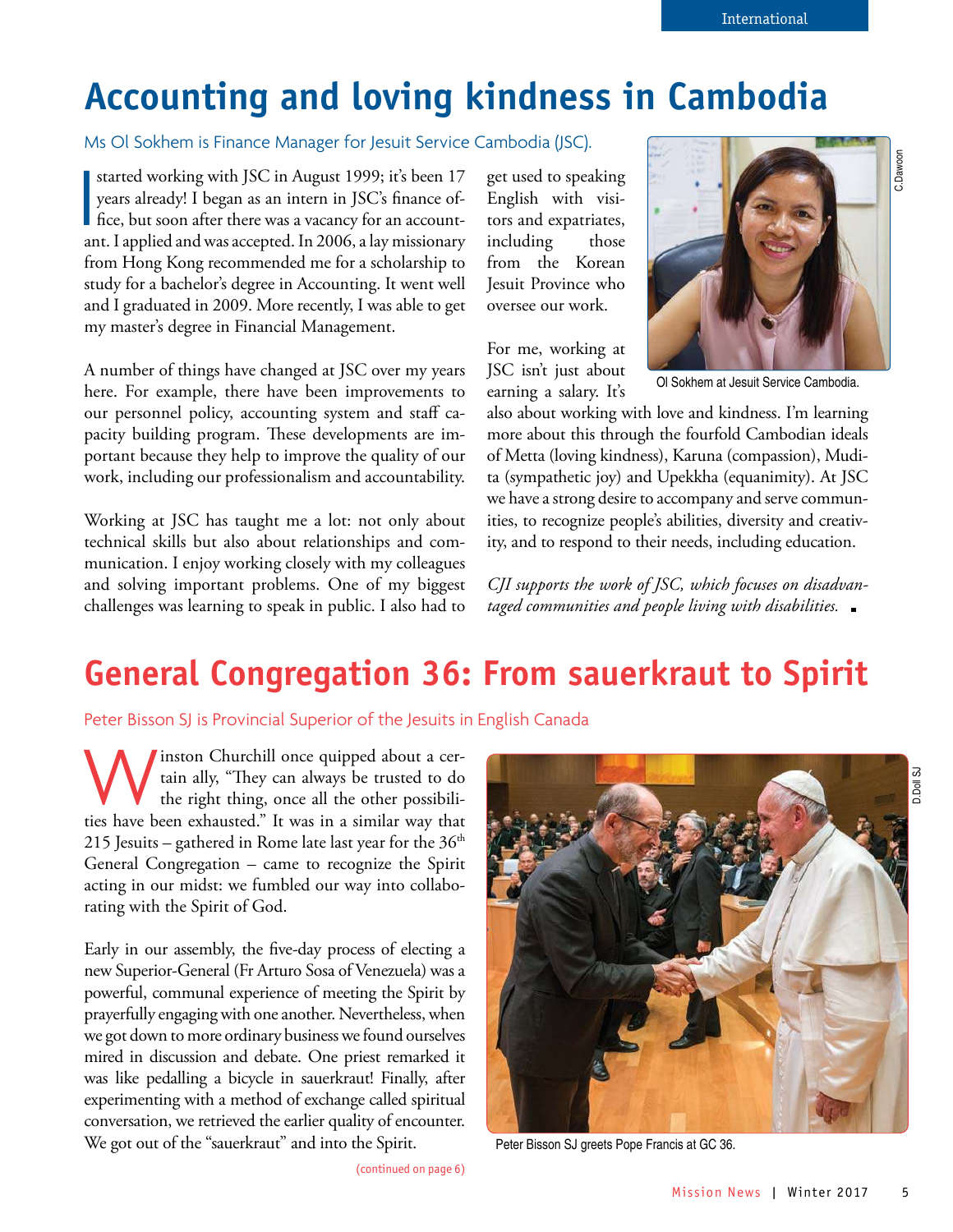# Accounting and loving kindness in Cambodia

Ms Ol Sokhem is Finance Manager for Jesuit Service Cambodia (JSC).

I started working with JSC in August 1999; it's been 17 years already! I began as an intern in JSC's finance office, but soon after there was a vacancy for an accountant. I applied and was accepted. In 2006, a lay missionary from Hong Kong recommended me for a scholarship to study for a bachelor's degree in Accounting. It went well and I graduated in 2009. More recently, I was able to get my master's degree in Financial Management.

A number of things have changed at JSC over my years here. For example, there have been improvements to our personnel policy, accounting system and staff capacity building program. These developments are important because they help to improve the quality of our work, including our professionalism and accountability.

Working at JSC has taught me a lot: not only about technical skills but also about relationships and communication. I enjoy working closely with my colleagues and solving important problems. One of my biggest challenges was learning to speak in public. I also had to get used to speaking English with visitors and expatriates, including those from the Korean Jesuit Province who oversee our work.

For me, working at JSC isn't just about earning a salary. It's also about working with love and kindness. I'm learning more about this through the fourfold Cambodian ideals of Metta (loving kindness), Karuna (compassion), Mudita (sympathetic joy) and Upekkha (equanimity). At JSC we have a strong desire to accompany and serve communities, to recognize people's abilities, diversity and creativity, and to respond to their needs, including education.

C.Dawoon

Ol Sokhem at Jesuit Service Cambodia.

*CJI supports the work of JSC, which focuses on disadvantaged communities and people living with disabilities.*

# General Congregation 36: From sauerkraut to Spirit

Peter Bisson SJ is Provincial Superior of the Jesuits in English Canada

Winston Churchill once quipped about a certain ally, "They can always be trusted to do the right thing, once all the other possibilities have been exhausted." It was in a similar way that 215 Jesuits – gathered in Rome late last year for the 36th General Congregation – came to recognize the Spirit acting in our midst: we fumbled our way into collaborating with the Spirit of God.

Early in our assembly, the five-day process of electing a new Superior-General (Fr Arturo Sosa of Venezuela) was a powerful, communal experience of meeting the Spirit by prayerfully engaging with one another. Nevertheless, when we got down to more ordinary business we found ourselves mired in discussion and debate. One priest remarked it was like pedalling a bicycle in sauerkraut! Finally, after experimenting with a method of exchange called spiritual conversation, we retrieved the earlier quality of encounter. We got out of the "sauerkraut" and into the Spirit.

(continued on page 6)

D.Doll SJ

Peter Bisson SJ greets Pope Francis at GC 36.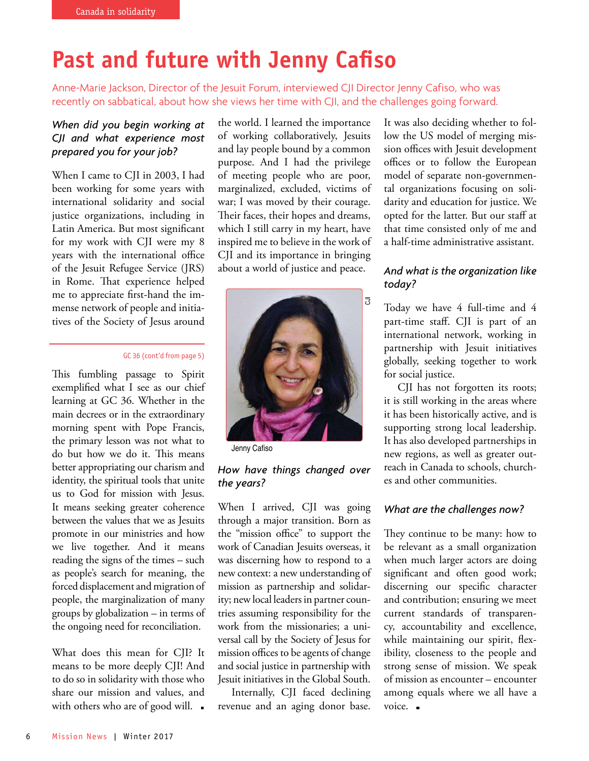Canada in solidarity

# Past and future with Jenny Cafiso

Anne-Marie Jackson, Director of the Jesuit Forum, interviewed CJI Director Jenny Cafiso, who was recently on sabbatical, about how she views her time with CJI, and the challenges going forward.

### *When did you begin working at CJI and what experience most prepared you for your job?*

When I came to CJI in 2003, I had been working for some years with international solidarity and social justice organizations, including in Latin America. But most significant for my work with CJI were my 8 years with the international office of the Jesuit Refugee Service (JRS) in Rome. That experience helped me to appreciate first-hand the immense network of people and initiatives of the Society of Jesus around the world. I learned the importance of working collaboratively, Jesuits and lay people bound by a common purpose. And I had the privilege of meeting people who are poor, marginalized, excluded, victims of war; I was moved by their courage. Their faces, their hopes and dreams, which I still carry in my heart, have inspired me to believe in the work of CJI and its importance in bringing about a world of justice and peace.

Jenny Cafiso

### *How have things changed over the years?*

When I arrived, CJI was going through a major transition. Born as the "mission office" to support the work of Canadian Jesuits overseas, it was discerning how to respond to a new context: a new understanding of mission as partnership and solidarity; new local leaders in partner countries assuming responsibility for the work from the missionaries; a universal call by the Society of Jesus for mission offices to be agents of change and social justice in partnership with Jesuit initiatives in the Global South.

Internally, CJI faced declining revenue and an aging donor base. It was also deciding whether to follow the US model of merging mission offices with Jesuit development offices or to follow the European model of separate non-governmental organizations focusing on solidarity and education for justice. We opted for the latter. But our staff at that time consisted only of me and a half-time administrative assistant.

### *And what is the organization like today?*

Today we have 4 full-time and 4 part-time staff. CJI is part of an international network, working in partnership with Jesuit initiatives globally, seeking together to work for social justice.

CJI has not forgotten its roots; it is still working in the areas where it has been historically active, and is supporting strong local leadership. It has also developed partnerships in new regions, as well as greater outreach in Canada to schools, churches and other communities.

### *What are the challenges now?*

They continue to be many: how to be relevant as a small organization when much larger actors are doing significant and often good work; discerning our specific character and contribution; ensuring we meet current standards of transparency, accountability and excellence, while maintaining our spirit, flexibility, closeness to the people and strong sense of mission. We speak of mission as encounter – encounter among equals where we all have a voice. ▪

---

GC 36 (cont'd from page 5)

This fumbling passage to Spirit exemplified what I see as our chief learning at GC 36. Whether in the main decrees or in the extraordinary morning spent with Pope Francis, the primary lesson was not what to do but how we do it. This means better appropriating our charism and identity, the spiritual tools that unite us to God for mission with Jesus. It means seeking greater coherence between the values that we as Jesuits promote in our ministries and how we live together. And it means reading the signs of the times – such as people's search for meaning, the forced displacement and migration of people, the marginalization of many groups by globalization – in terms of the ongoing need for reconciliation.

What does this mean for CJI? It means to be more deeply CJI! And to do so in solidarity with those who share our mission and values, and with others who are of good will. ▪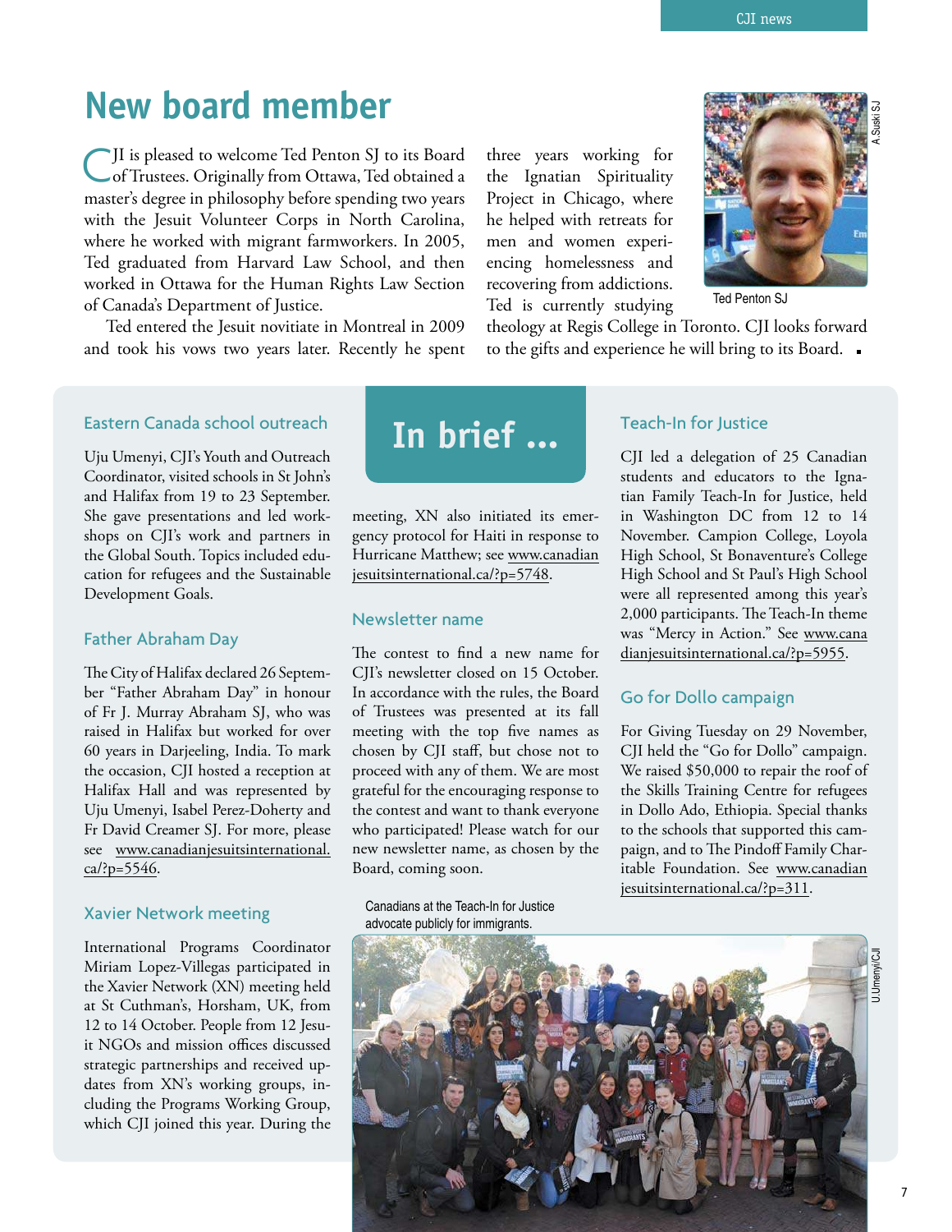# New board member

CJI is pleased to welcome Ted Penton SJ to its Board of Trustees. Originally from Ottawa, Ted obtained a master's degree in philosophy before spending two years with the Jesuit Volunteer Corps in North Carolina, where he worked with migrant farmworkers. In 2005, Ted graduated from Harvard Law School, and then worked in Ottawa for the Human Rights Law Section of Canada's Department of Justice.

Ted entered the Jesuit novitiate in Montreal in 2009 and took his vows two years later. Recently he spent three years working for the Ignatian Spirituality Project in Chicago, where he helped with retreats for men and women experiencing homelessness and recovering from addictions. Ted is currently studying theology at Regis College in Toronto. CJI looks forward to the gifts and experience he will bring to its Board.

Ted Penton SJ

A.Suski SJ

## In brief ...

### Eastern Canada school outreach

Uju Umenyi, CJI's Youth and Outreach Coordinator, visited schools in St John's and Halifax from 19 to 23 September. She gave presentations and led workshops on CJI's work and partners in the Global South. Topics included education for refugees and the Sustainable Development Goals.

### Father Abraham Day

The City of Halifax declared 26 September "Father Abraham Day" in honour of Fr J. Murray Abraham SJ, who was raised in Halifax but worked for over 60 years in Darjeeling, India. To mark the occasion, CJI hosted a reception at Halifax Hall and was represented by Uju Umenyi, Isabel Perez-Doherty and Fr David Creamer SJ. For more, please see www.canadianjesuitsinternational.ca/?p=5546.

### Xavier Network meeting

International Programs Coordinator Miriam Lopez-Villegas participated in the Xavier Network (XN) meeting held at St Cuthman's, Horsham, UK, from 12 to 14 October. People from 12 Jesuit NGOs and mission offices discussed strategic partnerships and received updates from XN's working groups, including the Programs Working Group, which CJI joined this year. During the meeting, XN also initiated its emergency protocol for Haiti in response to Hurricane Matthew; see www.canadianjesuitsinternational.ca/?p=5748.

### Newsletter name

The contest to find a new name for CJI's newsletter closed on 15 October. In accordance with the rules, the Board of Trustees was presented at its fall meeting with the top five names as chosen by CJI staff, but chose not to proceed with any of them. We are most grateful for the encouraging response to the contest and want to thank everyone who participated! Please watch for our new newsletter name, as chosen by the Board, coming soon.

### Teach-In for Justice

CJI led a delegation of 25 Canadian students and educators to the Ignatian Family Teach-In for Justice, held in Washington DC from 12 to 14 November. Campion College, Loyola High School, St Bonaventure's College High School and St Paul's High School were all represented among this year's 2,000 participants. The Teach-In theme was "Mercy in Action." See www.canadianjesuitsinternational.ca/?p=5955.

### Go for Dollo campaign

For Giving Tuesday on 29 November, CJI held the "Go for Dollo" campaign. We raised $50,000 to repair the roof of the Skills Training Centre for refugees in Dollo Ado, Ethiopia. Special thanks to the schools that supported this campaign, and to The Pindoff Family Charitable Foundation. See www.canadianjesuitsinternational.ca/?p=311.

Canadians at the Teach-In for Justice advocate publicly for immigrants.

U.Umenyi/CJI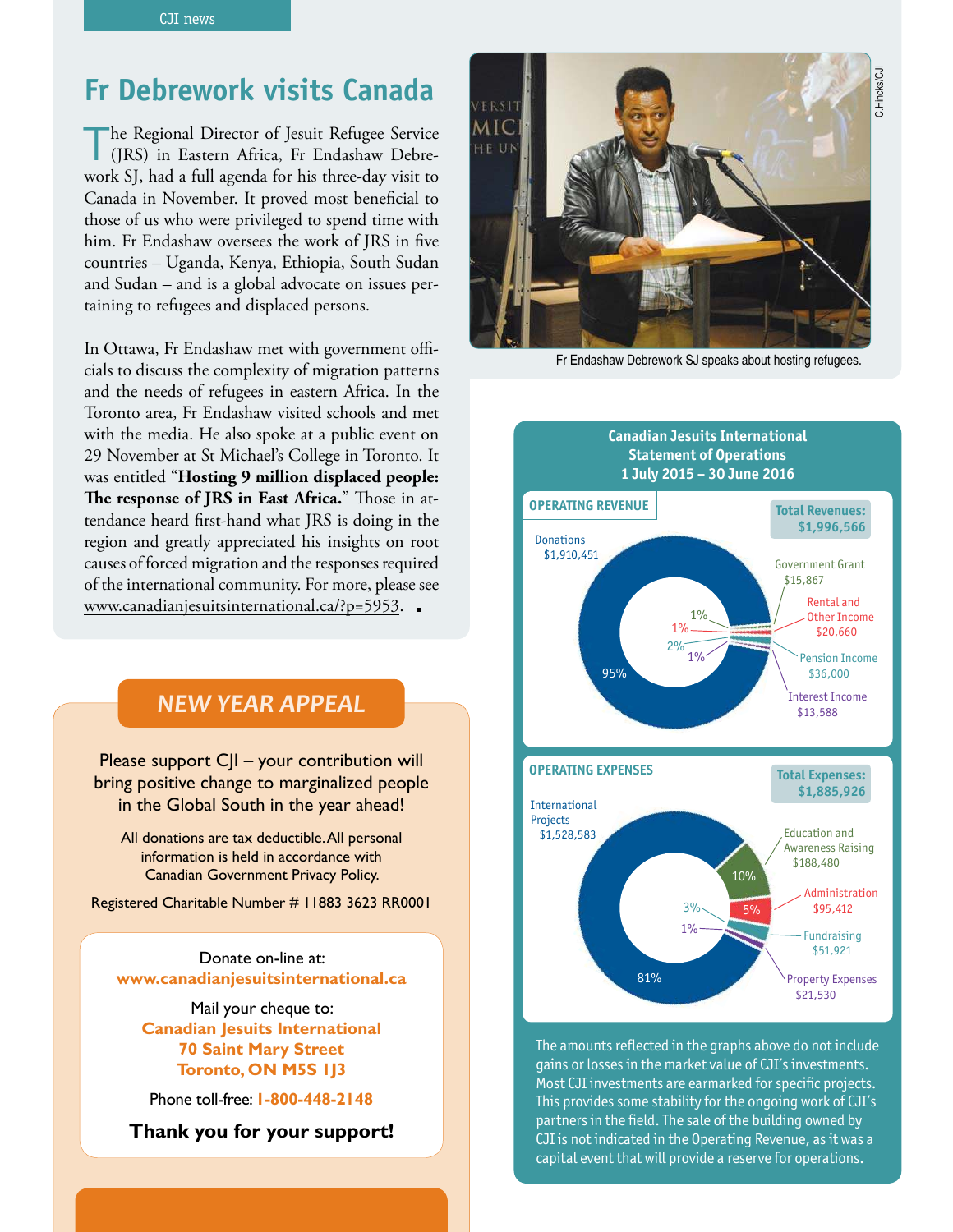CJI news

# Fr Debrework visits Canada

The Regional Director of Jesuit Refugee Service (JRS) in Eastern Africa, Fr Endashaw Debrework SJ, had a full agenda for his three-day visit to Canada in November. It proved most beneficial to those of us who were privileged to spend time with him. Fr Endashaw oversees the work of JRS in five countries – Uganda, Kenya, Ethiopia, South Sudan and Sudan – and is a global advocate on issues pertaining to refugees and displaced persons.

In Ottawa, Fr Endashaw met with government officials to discuss the complexity of migration patterns and the needs of refugees in eastern Africa. In the Toronto area, Fr Endashaw visited schools and met with the media. He also spoke at a public event on 29 November at St Michael's College in Toronto. It was entitled "**Hosting 9 million displaced people: The response of JRS in East Africa.**" Those in attendance heard first-hand what JRS is doing in the region and greatly appreciated his insights on root causes of forced migration and the responses required of the international community. For more, please see www.canadianjesuitsinternational.ca/?p=5953.

C.Hincks/CJI

Fr Endashaw Debrework SJ speaks about hosting refugees.

## Canadian Jesuits International Statement of Operations 1 July 2015 – 30 June 2016

**OPERATING REVENUE**

**Total Revenues: $1,996,566**

Donations $1,910,451
95%
Government Grant $15,867
1%
Rental and Other Income $20,660
1%
Pension Income $36,000
2%
Interest Income $13,588
1%

**OPERATING EXPENSES**

**Total Expenses: $1,885,926**

International Projects $1,528,583
81%
Education and Awareness Raising $188,480
10%
Administration $95,412
5%
Fundraising $51,921
3%
Property Expenses $21,530
1%

The amounts reflected in the graphs above do not include gains or losses in the market value of CJI's investments. Most CJI investments are earmarked for specific projects. This provides some stability for the ongoing work of CJI's partners in the field. The sale of the building owned by CJI is not indicated in the Operating Revenue, as it was a capital event that will provide a reserve for operations.

## *NEW YEAR APPEAL*

Please support CJI – your contribution will bring positive change to marginalized people in the Global South in the year ahead!

All donations are tax deductible. All personal information is held in accordance with Canadian Government Privacy Policy.

Registered Charitable Number # 11883 3623 RR0001

Donate on-line at:
**www.canadianjesuitsinternational.ca**

Mail your cheque to:
**Canadian Jesuits International**
**70 Saint Mary Street**
**Toronto, ON M5S 1J3**

Phone toll-free: **1-800-448-2148**

**Thank you for your support!**